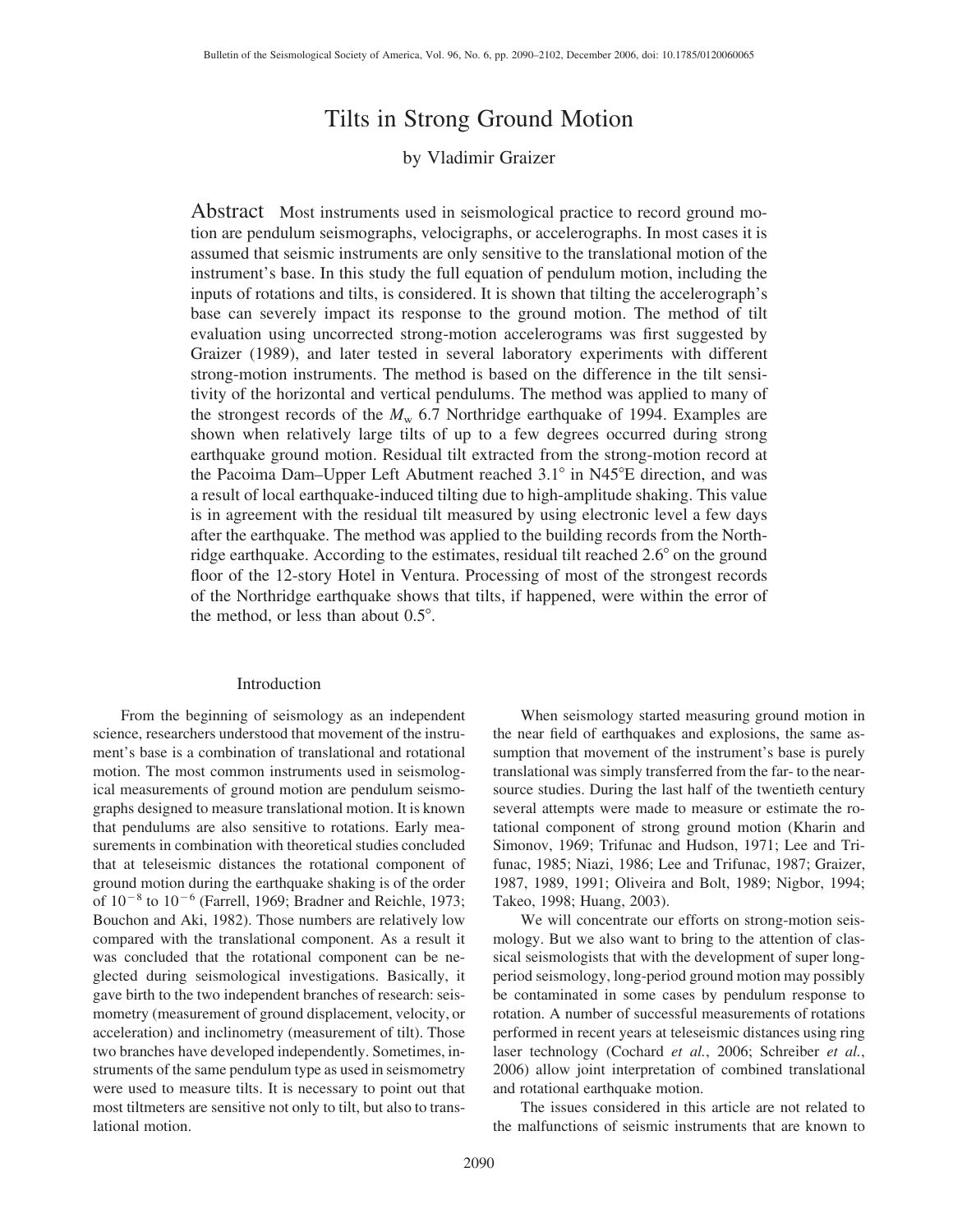# Tilts in Strong Ground Motion

by Vladimir Graizer

**Abstract** Most instruments used in seismological practice to record ground motion are pendulum seismographs, velocigraphs, or accelerographs. In most cases it is assumed that seismic instruments are only sensitive to the translational motion of the instrument's base. In this study the full equation of pendulum motion, including the inputs of rotations and tilts, is considered. It is shown that tilting the accelerograph's base can severely impact its response to the ground motion. The method of tilt evaluation using uncorrected strong-motion accelerograms was first suggested by Graizer (1989), and later tested in several laboratory experiments with different strong-motion instruments. The method is based on the difference in the tilt sensitivity of the horizontal and vertical pendulums. The method was applied to many of the strongest records of the $M_w$ 6.7 Northridge earthquake of 1994. Examples are shown when relatively large tilts of up to a few degrees occurred during strong earthquake ground motion. Residual tilt extracted from the strong-motion record at the Pacoima Dam–Upper Left Abutment reached 3.1° in N45°E direction, and was a result of local earthquake-induced tilting due to high-amplitude shaking. This value is in agreement with the residual tilt measured by using electronic level a few days after the earthquake. The method was applied to the building records from the Northridge earthquake. According to the estimates, residual tilt reached 2.6° on the ground floor of the 12-story Hotel in Ventura. Processing of most of the strongest records of the Northridge earthquake shows that tilts, if happened, were within the error of the method, or less than about 0.5°.

## Introduction

From the beginning of seismology as an independent science, researchers understood that movement of the instrument's base is a combination of translational and rotational motion. The most common instruments used in seismological measurements of ground motion are pendulum seismographs designed to measure translational motion. It is known that pendulums are also sensitive to rotations. Early measurements in combination with theoretical studies concluded that at teleseismic distances the rotational component of ground motion during the earthquake shaking is of the order of $10^{-8}$ to $10^{-6}$ (Farrell, 1969; Bradner and Reichle, 1973; Bouchon and Aki, 1982). Those numbers are relatively low compared with the translational component. As a result it was concluded that the rotational component can be neglected during seismological investigations. Basically, it gave birth to the two independent branches of research: seismometry (measurement of ground displacement, velocity, or acceleration) and inclinometry (measurement of tilt). Those two branches have developed independently. Sometimes, instruments of the same pendulum type as used in seismometry were used to measure tilts. It is necessary to point out that most tiltmeters are sensitive not only to tilt, but also to translational motion.

When seismology started measuring ground motion in the near field of earthquakes and explosions, the same assumption that movement of the instrument's base is purely translational was simply transferred from the far- to the near-source studies. During the last half of the twentieth century several attempts were made to measure or estimate the rotational component of strong ground motion (Kharin and Simonov, 1969; Trifunac and Hudson, 1971; Lee and Trifunac, 1985; Niazi, 1986; Lee and Trifunac, 1987; Graizer, 1987, 1989, 1991; Oliveira and Bolt, 1989; Nigbor, 1994; Takeo, 1998; Huang, 2003).

We will concentrate our efforts on strong-motion seismology. But we also want to bring to the attention of classical seismologists that with the development of super long-period seismology, long-period ground motion may possibly be contaminated in some cases by pendulum response to rotation. A number of successful measurements of rotations performed in recent years at teleseismic distances using ring laser technology (Cochard *et al.*, 2006; Schreiber *et al.*, 2006) allow joint interpretation of combined translational and rotational earthquake motion.

The issues considered in this article are not related to the malfunctions of seismic instruments that are known to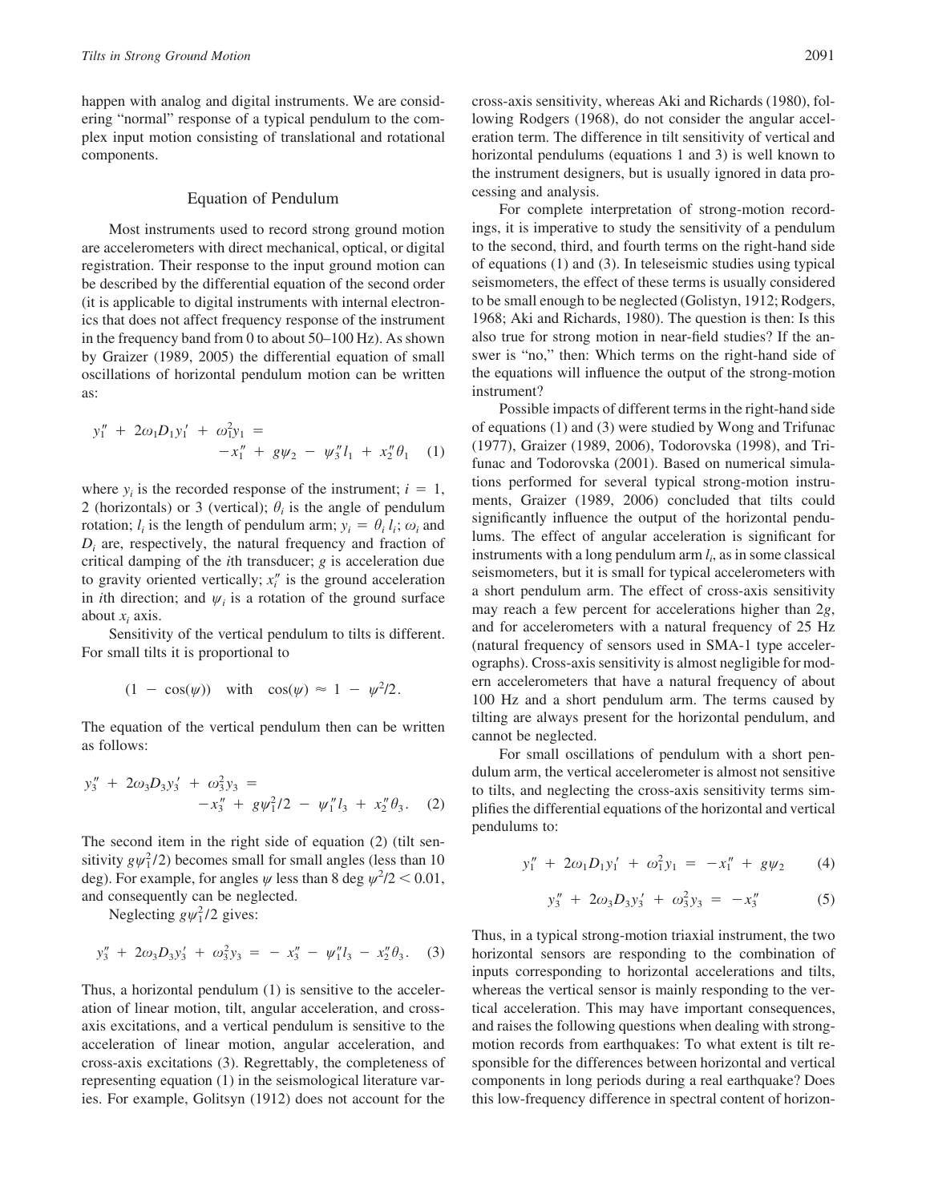happen with analog and digital instruments. We are considering "normal" response of a typical pendulum to the complex input motion consisting of translational and rotational components.

## Equation of Pendulum

Most instruments used to record strong ground motion are accelerometers with direct mechanical, optical, or digital registration. Their response to the input ground motion can be described by the differential equation of the second order (it is applicable to digital instruments with internal electronics that does not affect frequency response of the instrument in the frequency band from 0 to about 50–100 Hz). As shown by Graizer (1989, 2005) the differential equation of small oscillations of horizontal pendulum motion can be written as:

$$y_1'' + 2\omega_1 D_1 y_1' + \omega_1^2 y_1 = -x_1'' + g\psi_2 - \psi_3'' l_1 + x_2'' \theta_1 \quad (1)$$

where $y_i$ is the recorded response of the instrument; $i = 1$, 2 (horizontals) or 3 (vertical); $\theta_i$ is the angle of pendulum rotation; $l_i$ is the length of pendulum arm; $y_i = \theta_i l_i$; $\omega_i$ and $D_i$ are, respectively, the natural frequency and fraction of critical damping of the $i$th transducer; $g$ is acceleration due to gravity oriented vertically; $x_i''$ is the ground acceleration in $i$th direction; and $\psi_i$ is a rotation of the ground surface about $x_i$ axis.

Sensitivity of the vertical pendulum to tilts is different. For small tilts it is proportional to

$$(1 - \cos(\psi)) \quad \text{with} \quad \cos(\psi) \approx 1 - \psi^2/2.$$

The equation of the vertical pendulum then can be written as follows:

$$y_3'' + 2\omega_3 D_3 y_3' + \omega_3^2 y_3 = -x_3'' + g\psi_1^2/2 - \psi_1'' l_3 + x_2'' \theta_3. \quad (2)$$

The second item in the right side of equation (2) (tilt sensitivity $g\psi_1^2/2$) becomes small for small angles (less than 10 deg). For example, for angles $\psi$ less than 8 deg $\psi^2/2 < 0.01$, and consequently can be neglected.

Neglecting $g\psi_1^2/2$ gives:

$$y_3'' + 2\omega_3 D_3 y_3' + \omega_3^2 y_3 = -x_3'' - \psi_1'' l_3 - x_2'' \theta_3. \quad (3)$$

Thus, a horizontal pendulum (1) is sensitive to the acceleration of linear motion, tilt, angular acceleration, and cross-axis excitations, and a vertical pendulum is sensitive to the acceleration of linear motion, angular acceleration, and cross-axis excitations (3). Regrettably, the completeness of representing equation (1) in the seismological literature varies. For example, Golitsyn (1912) does not account for the cross-axis sensitivity, whereas Aki and Richards (1980), following Rodgers (1968), do not consider the angular acceleration term. The difference in tilt sensitivity of vertical and horizontal pendulums (equations 1 and 3) is well known to the instrument designers, but is usually ignored in data processing and analysis.

For complete interpretation of strong-motion recordings, it is imperative to study the sensitivity of a pendulum to the second, third, and fourth terms on the right-hand side of equations (1) and (3). In teleseismic studies using typical seismometers, the effect of these terms is usually considered to be small enough to be neglected (Golistyn, 1912; Rodgers, 1968; Aki and Richards, 1980). The question is then: Is this also true for strong motion in near-field studies? If the answer is "no," then: Which terms on the right-hand side of the equations will influence the output of the strong-motion instrument?

Possible impacts of different terms in the right-hand side of equations (1) and (3) were studied by Wong and Trifunac (1977), Graizer (1989, 2006), Todorovska (1998), and Trifunac and Todorovska (2001). Based on numerical simulations performed for several typical strong-motion instruments, Graizer (1989, 2006) concluded that tilts could significantly influence the output of the horizontal pendulums. The effect of angular acceleration is significant for instruments with a long pendulum arm $l_i$, as in some classical seismometers, but it is small for typical accelerometers with a short pendulum arm. The effect of cross-axis sensitivity may reach a few percent for accelerations higher than $2g$, and for accelerometers with a natural frequency of 25 Hz (natural frequency of sensors used in SMA-1 type accelerographs). Cross-axis sensitivity is almost negligible for modern accelerometers that have a natural frequency of about 100 Hz and a short pendulum arm. The terms caused by tilting are always present for the horizontal pendulum, and cannot be neglected.

For small oscillations of pendulum with a short pendulum arm, the vertical accelerometer is almost not sensitive to tilts, and neglecting the cross-axis sensitivity terms simplifies the differential equations of the horizontal and vertical pendulums to:

$$y_1'' + 2\omega_1 D_1 y_1' + \omega_1^2 y_1 = -x_1'' + g\psi_2 \quad (4)$$

$$y_3'' + 2\omega_3 D_3 y_3' + \omega_3^2 y_3 = -x_3'' \quad (5)$$

Thus, in a typical strong-motion triaxial instrument, the two horizontal sensors are responding to the combination of inputs corresponding to horizontal accelerations and tilts, whereas the vertical sensor is mainly responding to the vertical acceleration. This may have important consequences, and raises the following questions when dealing with strong-motion records from earthquakes: To what extent is tilt responsible for the differences between horizontal and vertical components in long periods during a real earthquake? Does this low-frequency difference in spectral content of horizon-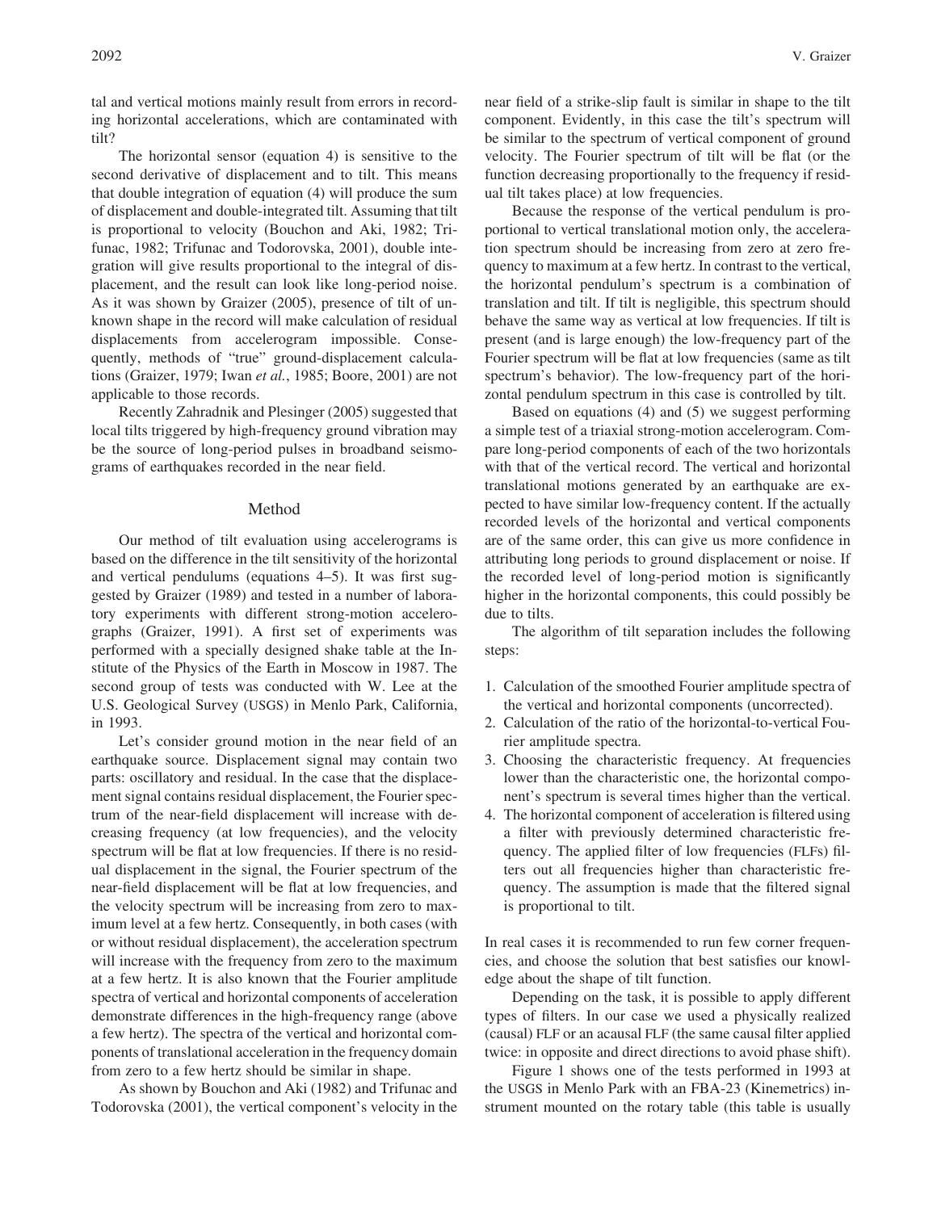tal and vertical motions mainly result from errors in recording horizontal accelerations, which are contaminated with tilt?

The horizontal sensor (equation 4) is sensitive to the second derivative of displacement and to tilt. This means that double integration of equation (4) will produce the sum of displacement and double-integrated tilt. Assuming that tilt is proportional to velocity (Bouchon and Aki, 1982; Trifunac, 1982; Trifunac and Todorovska, 2001), double integration will give results proportional to the integral of displacement, and the result can look like long-period noise. As it was shown by Graizer (2005), presence of tilt of unknown shape in the record will make calculation of residual displacements from accelerogram impossible. Consequently, methods of "true" ground-displacement calculations (Graizer, 1979; Iwan *et al.*, 1985; Boore, 2001) are not applicable to those records.

Recently Zahradnik and Plesinger (2005) suggested that local tilts triggered by high-frequency ground vibration may be the source of long-period pulses in broadband seismograms of earthquakes recorded in the near field.

## Method

Our method of tilt evaluation using accelerograms is based on the difference in the tilt sensitivity of the horizontal and vertical pendulums (equations 4–5). It was first suggested by Graizer (1989) and tested in a number of laboratory experiments with different strong-motion accelerographs (Graizer, 1991). A first set of experiments was performed with a specially designed shake table at the Institute of the Physics of the Earth in Moscow in 1987. The second group of tests was conducted with W. Lee at the U.S. Geological Survey (USGS) in Menlo Park, California, in 1993.

Let's consider ground motion in the near field of an earthquake source. Displacement signal may contain two parts: oscillatory and residual. In the case that the displacement signal contains residual displacement, the Fourier spectrum of the near-field displacement will increase with decreasing frequency (at low frequencies), and the velocity spectrum will be flat at low frequencies. If there is no residual displacement in the signal, the Fourier spectrum of the near-field displacement will be flat at low frequencies, and the velocity spectrum will be increasing from zero to maximum level at a few hertz. Consequently, in both cases (with or without residual displacement), the acceleration spectrum will increase with the frequency from zero to the maximum at a few hertz. It is also known that the Fourier amplitude spectra of vertical and horizontal components of acceleration demonstrate differences in the high-frequency range (above a few hertz). The spectra of the vertical and horizontal components of translational acceleration in the frequency domain from zero to a few hertz should be similar in shape.

As shown by Bouchon and Aki (1982) and Trifunac and Todorovska (2001), the vertical component's velocity in the near field of a strike-slip fault is similar in shape to the tilt component. Evidently, in this case the tilt's spectrum will be similar to the spectrum of vertical component of ground velocity. The Fourier spectrum of tilt will be flat (or the function decreasing proportionally to the frequency if residual tilt takes place) at low frequencies.

Because the response of the vertical pendulum is proportional to vertical translational motion only, the acceleration spectrum should be increasing from zero at zero frequency to maximum at a few hertz. In contrast to the vertical, the horizontal pendulum's spectrum is a combination of translation and tilt. If tilt is negligible, this spectrum should behave the same way as vertical at low frequencies. If tilt is present (and is large enough) the low-frequency part of the Fourier spectrum will be flat at low frequencies (same as tilt spectrum's behavior). The low-frequency part of the horizontal pendulum spectrum in this case is controlled by tilt.

Based on equations (4) and (5) we suggest performing a simple test of a triaxial strong-motion accelerogram. Compare long-period components of each of the two horizontals with that of the vertical record. The vertical and horizontal translational motions generated by an earthquake are expected to have similar low-frequency content. If the actually recorded levels of the horizontal and vertical components are of the same order, this can give us more confidence in attributing long periods to ground displacement or noise. If the recorded level of long-period motion is significantly higher in the horizontal components, this could possibly be due to tilts.

The algorithm of tilt separation includes the following steps:

1. Calculation of the smoothed Fourier amplitude spectra of the vertical and horizontal components (uncorrected).
2. Calculation of the ratio of the horizontal-to-vertical Fourier amplitude spectra.
3. Choosing the characteristic frequency. At frequencies lower than the characteristic one, the horizontal component's spectrum is several times higher than the vertical.
4. The horizontal component of acceleration is filtered using a filter with previously determined characteristic frequency. The applied filter of low frequencies (FLFs) filters out all frequencies higher than characteristic frequency. The assumption is made that the filtered signal is proportional to tilt.

In real cases it is recommended to run few corner frequencies, and choose the solution that best satisfies our knowledge about the shape of tilt function.

Depending on the task, it is possible to apply different types of filters. In our case we used a physically realized (causal) FLF or an acausal FLF (the same causal filter applied twice: in opposite and direct directions to avoid phase shift).

Figure 1 shows one of the tests performed in 1993 at the USGS in Menlo Park with an FBA-23 (Kinemetrics) instrument mounted on the rotary table (this table is usually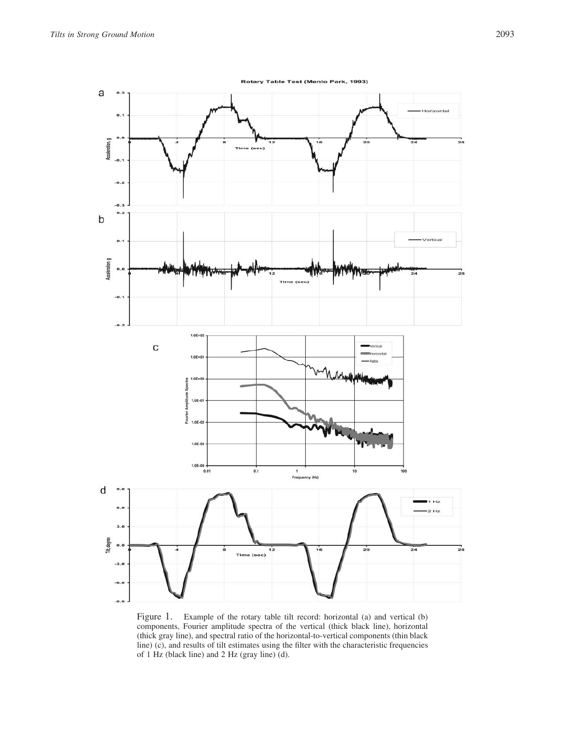Figure 1. Example of the rotary table tilt record: horizontal (a) and vertical (b) components, Fourier amplitude spectra of the vertical (thick black line), horizontal (thick gray line), and spectral ratio of the horizontal-to-vertical components (thin black line) (c), and results of tilt estimates using the filter with the characteristic frequencies of 1 Hz (black line) and 2 Hz (gray line) (d).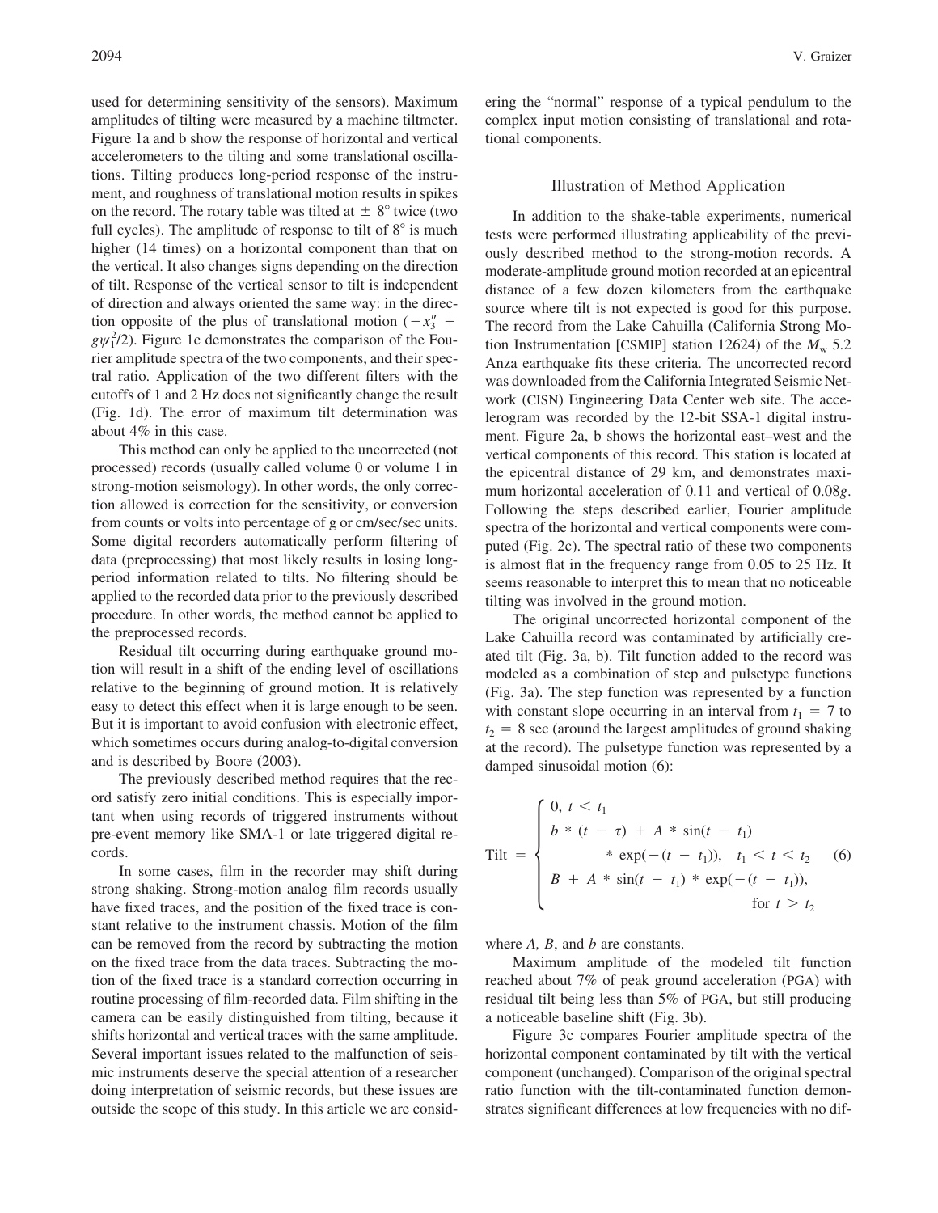used for determining sensitivity of the sensors). Maximum amplitudes of tilting were measured by a machine tiltmeter. Figure 1a and b show the response of horizontal and vertical accelerometers to the tilting and some translational oscillations. Tilting produces long-period response of the instrument, and roughness of translational motion results in spikes on the record. The rotary table was tilted at $\pm$ 8° twice (two full cycles). The amplitude of response to tilt of 8° is much higher (14 times) on a horizontal component than that on the vertical. It also changes signs depending on the direction of tilt. Response of the vertical sensor to tilt is independent of direction and always oriented the same way: in the direction opposite of the plus of translational motion ($-x_3'' + g\psi_1^2/2$). Figure 1c demonstrates the comparison of the Fourier amplitude spectra of the two components, and their spectral ratio. Application of the two different filters with the cutoffs of 1 and 2 Hz does not significantly change the result (Fig. 1d). The error of maximum tilt determination was about 4% in this case.

This method can only be applied to the uncorrected (not processed) records (usually called volume 0 or volume 1 in strong-motion seismology). In other words, the only correction allowed is correction for the sensitivity, or conversion from counts or volts into percentage of g or cm/sec/sec units. Some digital recorders automatically perform filtering of data (preprocessing) that most likely results in losing long-period information related to tilts. No filtering should be applied to the recorded data prior to the previously described procedure. In other words, the method cannot be applied to the preprocessed records.

Residual tilt occurring during earthquake ground motion will result in a shift of the ending level of oscillations relative to the beginning of ground motion. It is relatively easy to detect this effect when it is large enough to be seen. But it is important to avoid confusion with electronic effect, which sometimes occurs during analog-to-digital conversion and is described by Boore (2003).

The previously described method requires that the record satisfy zero initial conditions. This is especially important when using records of triggered instruments without pre-event memory like SMA-1 or late triggered digital records.

In some cases, film in the recorder may shift during strong shaking. Strong-motion analog film records usually have fixed traces, and the position of the fixed trace is constant relative to the instrument chassis. Motion of the film can be removed from the record by subtracting the motion on the fixed trace from the data traces. Subtracting the motion of the fixed trace is a standard correction occurring in routine processing of film-recorded data. Film shifting in the camera can be easily distinguished from tilting, because it shifts horizontal and vertical traces with the same amplitude. Several important issues related to the malfunction of seismic instruments deserve the special attention of a researcher doing interpretation of seismic records, but these issues are outside the scope of this study. In this article we are considering the "normal" response of a typical pendulum to the complex input motion consisting of translational and rotational components.

## Illustration of Method Application

In addition to the shake-table experiments, numerical tests were performed illustrating applicability of the previously described method to the strong-motion records. A moderate-amplitude ground motion recorded at an epicentral distance of a few dozen kilometers from the earthquake source where tilt is not expected is good for this purpose. The record from the Lake Cahuilla (California Strong Motion Instrumentation [CSMIP] station 12624) of the $M_w$ 5.2 Anza earthquake fits these criteria. The uncorrected record was downloaded from the California Integrated Seismic Network (CISN) Engineering Data Center web site. The accelerogram was recorded by the 12-bit SSA-1 digital instrument. Figure 2a, b shows the horizontal east–west and the vertical components of this record. This station is located at the epicentral distance of 29 km, and demonstrates maximum horizontal acceleration of 0.11 and vertical of 0.08*g*. Following the steps described earlier, Fourier amplitude spectra of the horizontal and vertical components were computed (Fig. 2c). The spectral ratio of these two components is almost flat in the frequency range from 0.05 to 25 Hz. It seems reasonable to interpret this to mean that no noticeable tilting was involved in the ground motion.

The original uncorrected horizontal component of the Lake Cahuilla record was contaminated by artificially created tilt (Fig. 3a, b). Tilt function added to the record was modeled as a combination of step and pulsetype functions (Fig. 3a). The step function was represented by a function with constant slope occurring in an interval from $t_1 = 7$ to $t_2 = 8$ sec (around the largest amplitudes of ground shaking at the record). The pulsetype function was represented by a damped sinusoidal motion (6):

$$\text{Tilt} = \begin{cases} 0, \ t < t_1 \\ b * (t - \tau) + A * \sin(t - t_1) \\ \qquad * \exp(-(t - t_1)), \quad t_1 < t < t_2 \\ B + A * \sin(t - t_1) * \exp(-(t - t_1)), \\ \qquad \text{for } t > t_2 \end{cases} \tag{6}$$

where *A*, *B*, and *b* are constants.

Maximum amplitude of the modeled tilt function reached about 7% of peak ground acceleration (PGA) with residual tilt being less than 5% of PGA, but still producing a noticeable baseline shift (Fig. 3b).

Figure 3c compares Fourier amplitude spectra of the horizontal component contaminated by tilt with the vertical component (unchanged). Comparison of the original spectral ratio function with the tilt-contaminated function demonstrates significant differences at low frequencies with no dif-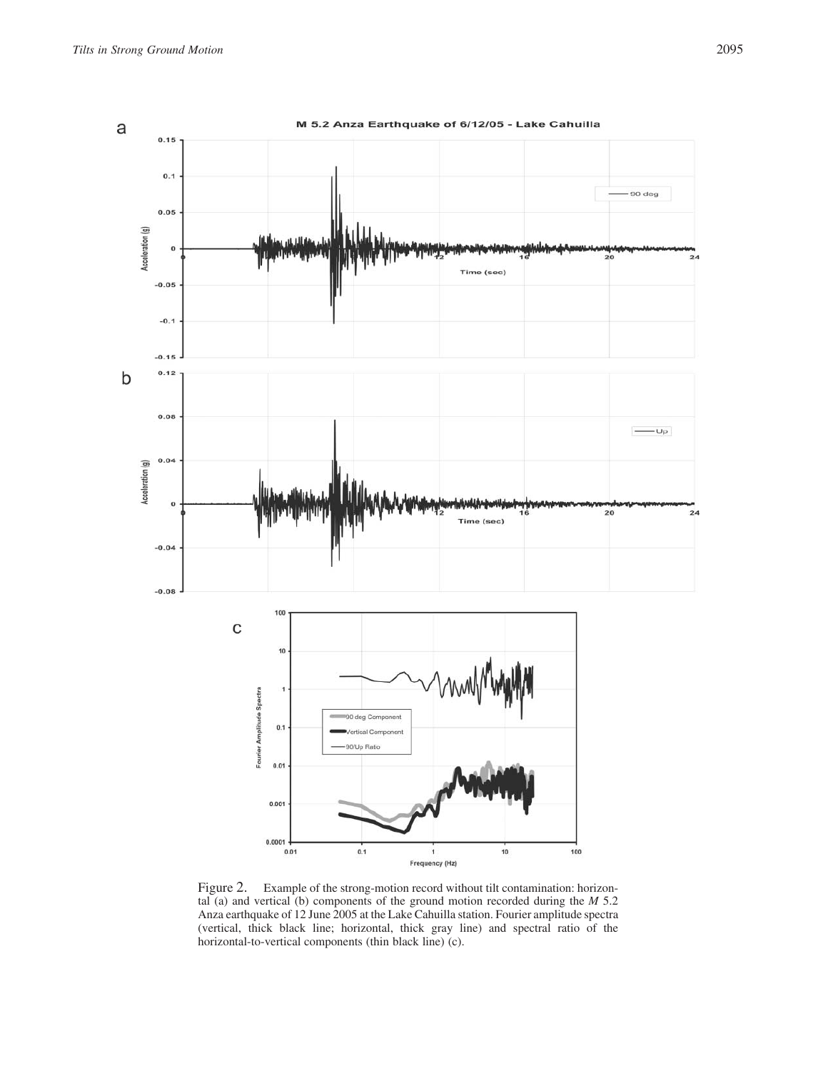Figure 2. Example of the strong-motion record without tilt contamination: horizontal (a) and vertical (b) components of the ground motion recorded during the *M* 5.2 Anza earthquake of 12 June 2005 at the Lake Cahuilla station. Fourier amplitude spectra (vertical, thick black line; horizontal, thick gray line) and spectral ratio of the horizontal-to-vertical components (thin black line) (c).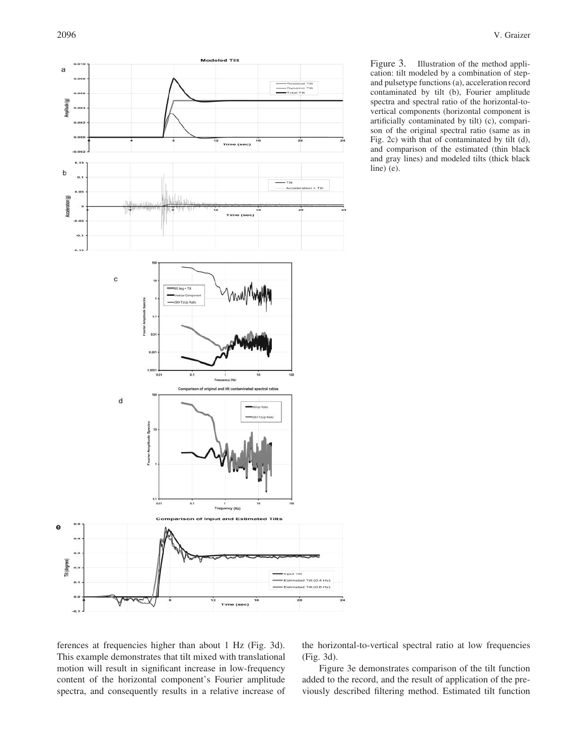Figure 3. Illustration of the method application: tilt modeled by a combination of step- and pulsetype functions (a), acceleration record contaminated by tilt (b), Fourier amplitude spectra and spectral ratio of the horizontal-to-vertical components (horizontal component is artificially contaminated by tilt) (c), comparison of the original spectral ratio (same as in Fig. 2c) with that of contaminated by tilt (d), and comparison of the estimated (thin black and gray lines) and modeled tilts (thick black line) (e).

ferences at frequencies higher than about 1 Hz (Fig. 3d). This example demonstrates that tilt mixed with translational motion will result in significant increase in low-frequency content of the horizontal component's Fourier amplitude spectra, and consequently results in a relative increase of the horizontal-to-vertical spectral ratio at low frequencies (Fig. 3d).

Figure 3e demonstrates comparison of the tilt function added to the record, and the result of application of the previously described filtering method. Estimated tilt function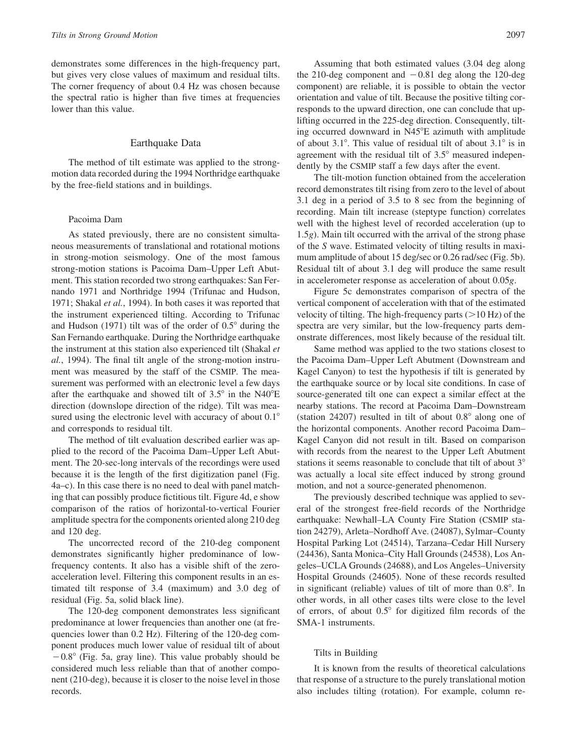demonstrates some differences in the high-frequency part, but gives very close values of maximum and residual tilts. The corner frequency of about 0.4 Hz was chosen because the spectral ratio is higher than five times at frequencies lower than this value.

## Earthquake Data

The method of tilt estimate was applied to the strong-motion data recorded during the 1994 Northridge earthquake by the free-field stations and in buildings.

### Pacoima Dam

As stated previously, there are no consistent simultaneous measurements of translational and rotational motions in strong-motion seismology. One of the most famous strong-motion stations is Pacoima Dam–Upper Left Abutment. This station recorded two strong earthquakes: San Fernando 1971 and Northridge 1994 (Trifunac and Hudson, 1971; Shakal *et al.*, 1994). In both cases it was reported that the instrument experienced tilting. According to Trifunac and Hudson (1971) tilt was of the order of 0.5° during the San Fernando earthquake. During the Northridge earthquake the instrument at this station also experienced tilt (Shakal *et al.*, 1994). The final tilt angle of the strong-motion instrument was measured by the staff of the CSMIP. The measurement was performed with an electronic level a few days after the earthquake and showed tilt of 3.5° in the N40°E direction (downslope direction of the ridge). Tilt was measured using the electronic level with accuracy of about 0.1° and corresponds to residual tilt.

The method of tilt evaluation described earlier was applied to the record of the Pacoima Dam–Upper Left Abutment. The 20-sec-long intervals of the recordings were used because it is the length of the first digitization panel (Fig. 4a–c). In this case there is no need to deal with panel matching that can possibly produce fictitious tilt. Figure 4d, e show comparison of the ratios of horizontal-to-vertical Fourier amplitude spectra for the components oriented along 210 deg and 120 deg.

The uncorrected record of the 210-deg component demonstrates significantly higher predominance of low-frequency contents. It also has a visible shift of the zero-acceleration level. Filtering this component results in an estimated tilt response of 3.4 (maximum) and 3.0 deg of residual (Fig. 5a, solid black line).

The 120-deg component demonstrates less significant predominance at lower frequencies than another one (at frequencies lower than 0.2 Hz). Filtering of the 120-deg component produces much lower value of residual tilt of about −0.8° (Fig. 5a, gray line). This value probably should be considered much less reliable than that of another component (210-deg), because it is closer to the noise level in those records.

Assuming that both estimated values (3.04 deg along the 210-deg component and −0.81 deg along the 120-deg component) are reliable, it is possible to obtain the vector orientation and value of tilt. Because the positive tilting corresponds to the upward direction, one can conclude that uplifting occurred in the 225-deg direction. Consequently, tilting occurred downward in N45°E azimuth with amplitude of about 3.1°. This value of residual tilt of about 3.1° is in agreement with the residual tilt of 3.5° measured independently by the CSMIP staff a few days after the event.

The tilt-motion function obtained from the acceleration record demonstrates tilt rising from zero to the level of about 3.1 deg in a period of 3.5 to 8 sec from the beginning of recording. Main tilt increase (steptype function) correlates well with the highest level of recorded acceleration (up to 1.5*g*). Main tilt occurred with the arrival of the strong phase of the *S* wave. Estimated velocity of tilting results in maximum amplitude of about 15 deg/sec or 0.26 rad/sec (Fig. 5b). Residual tilt of about 3.1 deg will produce the same result in accelerometer response as acceleration of about 0.05*g*.

Figure 5c demonstrates comparison of spectra of the vertical component of acceleration with that of the estimated velocity of tilting. The high-frequency parts (>10 Hz) of the spectra are very similar, but the low-frequency parts demonstrate differences, most likely because of the residual tilt.

Same method was applied to the two stations closest to the Pacoima Dam–Upper Left Abutment (Downstream and Kagel Canyon) to test the hypothesis if tilt is generated by the earthquake source or by local site conditions. In case of source-generated tilt one can expect a similar effect at the nearby stations. The record at Pacoima Dam–Downstream (station 24207) resulted in tilt of about 0.8° along one of the horizontal components. Another record Pacoima Dam–Kagel Canyon did not result in tilt. Based on comparison with records from the nearest to the Upper Left Abutment stations it seems reasonable to conclude that tilt of about 3° was actually a local site effect induced by strong ground motion, and not a source-generated phenomenon.

The previously described technique was applied to several of the strongest free-field records of the Northridge earthquake: Newhall–LA County Fire Station (CSMIP station 24279), Arleta–Nordhoff Ave. (24087), Sylmar–County Hospital Parking Lot (24514), Tarzana–Cedar Hill Nursery (24436), Santa Monica–City Hall Grounds (24538), Los Angeles–UCLA Grounds (24688), and Los Angeles–University Hospital Grounds (24605). None of these records resulted in significant (reliable) values of tilt of more than 0.8°. In other words, in all other cases tilts were close to the level of errors, of about 0.5° for digitized film records of the SMA-1 instruments.

### Tilts in Building

It is known from the results of theoretical calculations that response of a structure to the purely translational motion also includes tilting (rotation). For example, column re-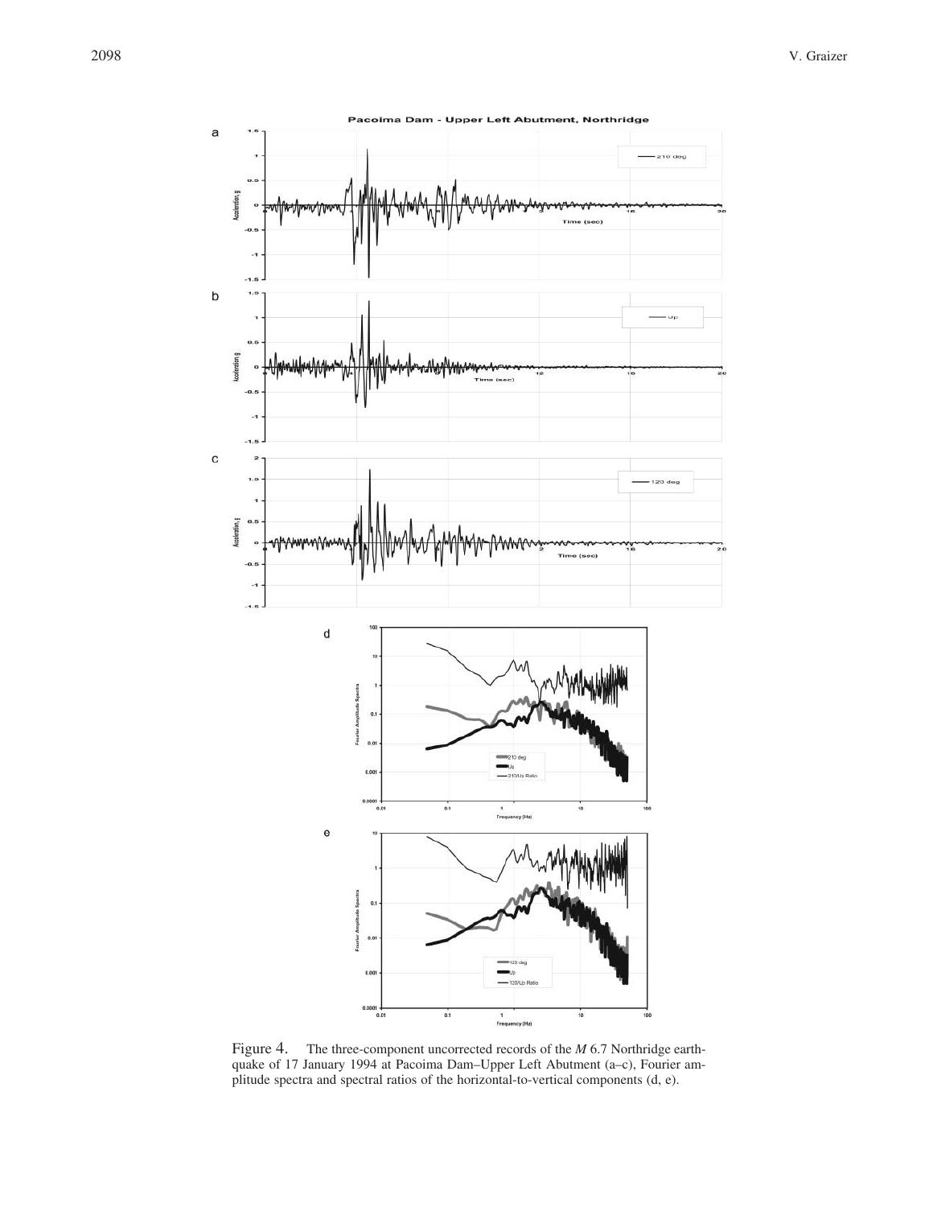Figure 4. The three-component uncorrected records of the *M* 6.7 Northridge earthquake of 17 January 1994 at Pacoima Dam–Upper Left Abutment (a–c), Fourier amplitude spectra and spectral ratios of the horizontal-to-vertical components (d, e).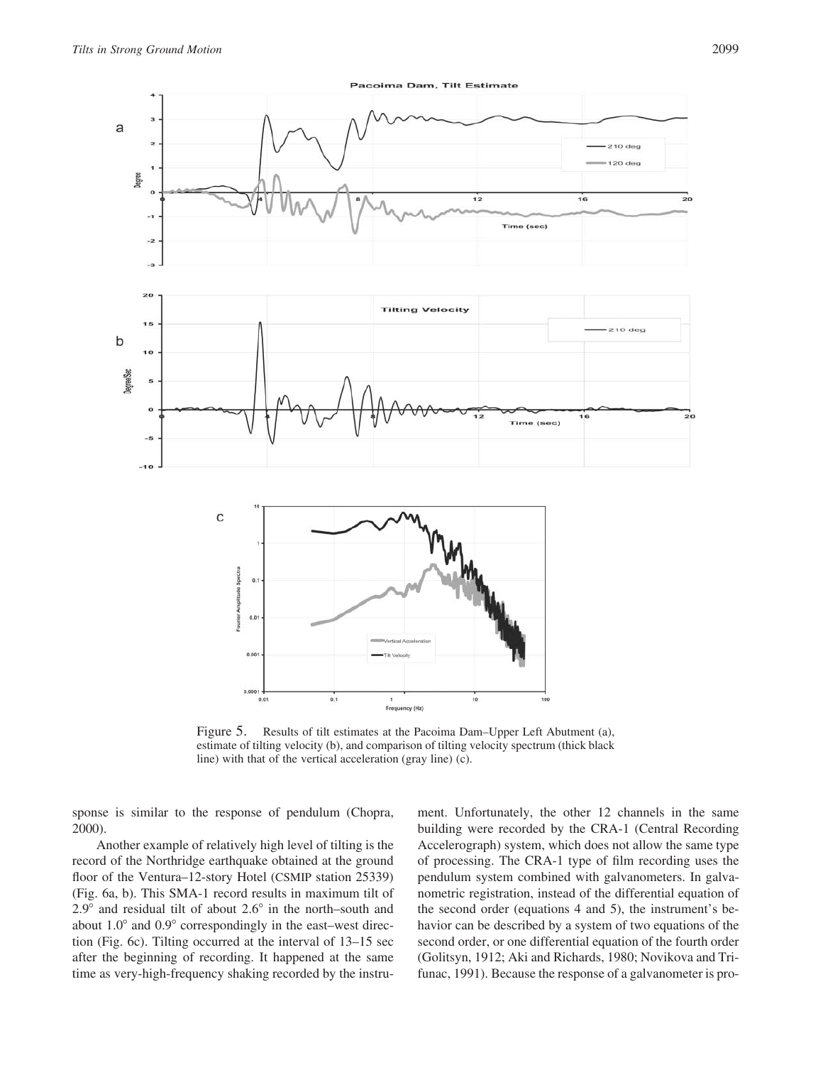Figure 5. Results of tilt estimates at the Pacoima Dam–Upper Left Abutment (a), estimate of tilting velocity (b), and comparison of tilting velocity spectrum (thick black line) with that of the vertical acceleration (gray line) (c).

sponse is similar to the response of pendulum (Chopra, 2000).

Another example of relatively high level of tilting is the record of the Northridge earthquake obtained at the ground floor of the Ventura–12-story Hotel (CSMIP station 25339) (Fig. 6a, b). This SMA-1 record results in maximum tilt of 2.9° and residual tilt of about 2.6° in the north–south and about 1.0° and 0.9° correspondingly in the east–west direction (Fig. 6c). Tilting occurred at the interval of 13–15 sec after the beginning of recording. It happened at the same time as very-high-frequency shaking recorded by the instrument. Unfortunately, the other 12 channels in the same building were recorded by the CRA-1 (Central Recording Accelerograph) system, which does not allow the same type of processing. The CRA-1 type of film recording uses the pendulum system combined with galvanometers. In galvanometric registration, instead of the differential equation of the second order (equations 4 and 5), the instrument's behavior can be described by a system of two equations of the second order, or one differential equation of the fourth order (Golitsyn, 1912; Aki and Richards, 1980; Novikova and Trifunac, 1991). Because the response of a galvanometer is pro-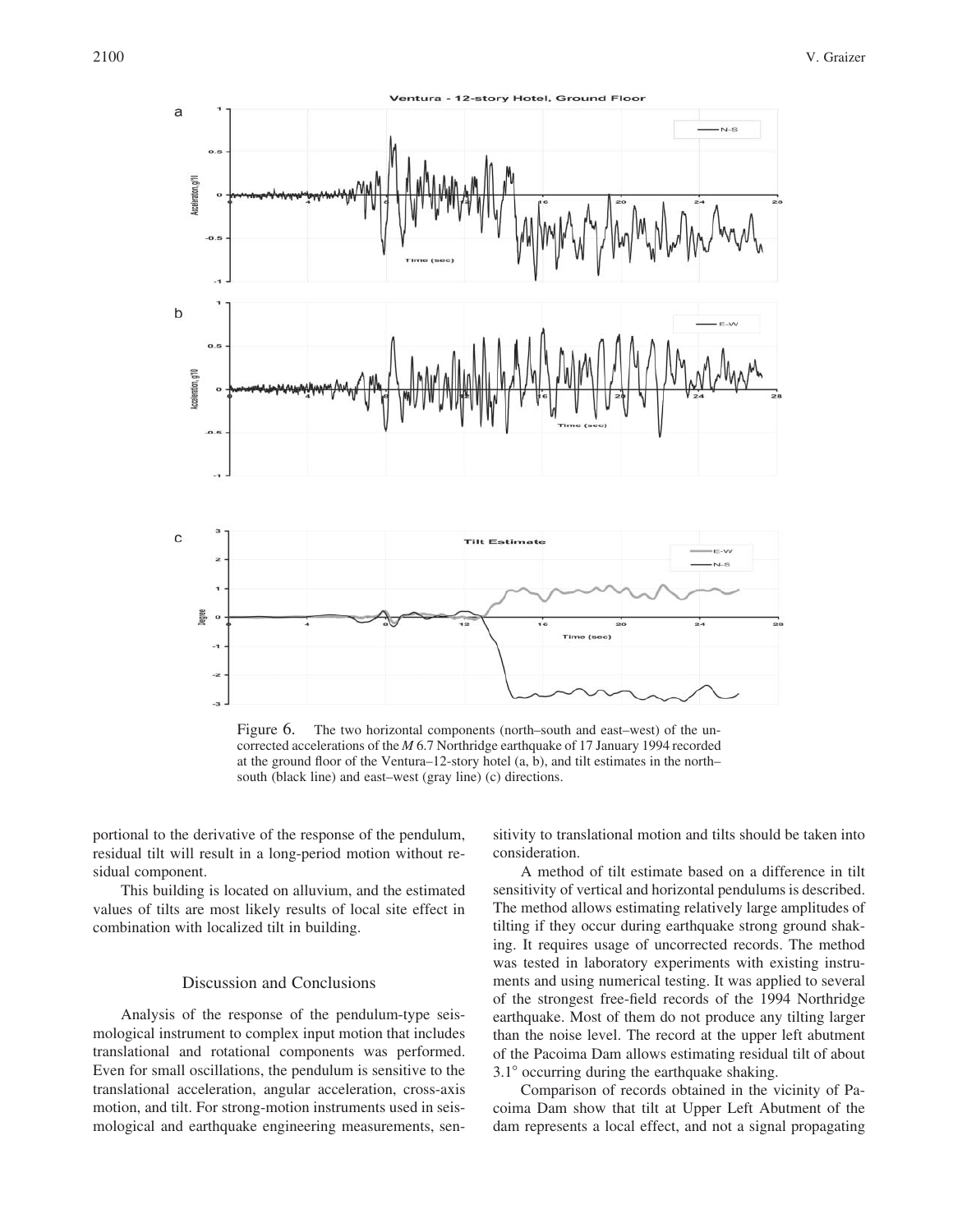Figure 6. The two horizontal components (north–south and east–west) of the uncorrected accelerations of the *M* 6.7 Northridge earthquake of 17 January 1994 recorded at the ground floor of the Ventura–12-story hotel (a, b), and tilt estimates in the north–south (black line) and east–west (gray line) (c) directions.

portional to the derivative of the response of the pendulum, residual tilt will result in a long-period motion without residual component.

This building is located on alluvium, and the estimated values of tilts are most likely results of local site effect in combination with localized tilt in building.

## Discussion and Conclusions

Analysis of the response of the pendulum-type seismological instrument to complex input motion that includes translational and rotational components was performed. Even for small oscillations, the pendulum is sensitive to the translational acceleration, angular acceleration, cross-axis motion, and tilt. For strong-motion instruments used in seismological and earthquake engineering measurements, sensitivity to translational motion and tilts should be taken into consideration.

A method of tilt estimate based on a difference in tilt sensitivity of vertical and horizontal pendulums is described. The method allows estimating relatively large amplitudes of tilting if they occur during earthquake strong ground shaking. It requires usage of uncorrected records. The method was tested in laboratory experiments with existing instruments and using numerical testing. It was applied to several of the strongest free-field records of the 1994 Northridge earthquake. Most of them do not produce any tilting larger than the noise level. The record at the upper left abutment of the Pacoima Dam allows estimating residual tilt of about 3.1° occurring during the earthquake shaking.

Comparison of records obtained in the vicinity of Pacoima Dam show that tilt at Upper Left Abutment of the dam represents a local effect, and not a signal propagating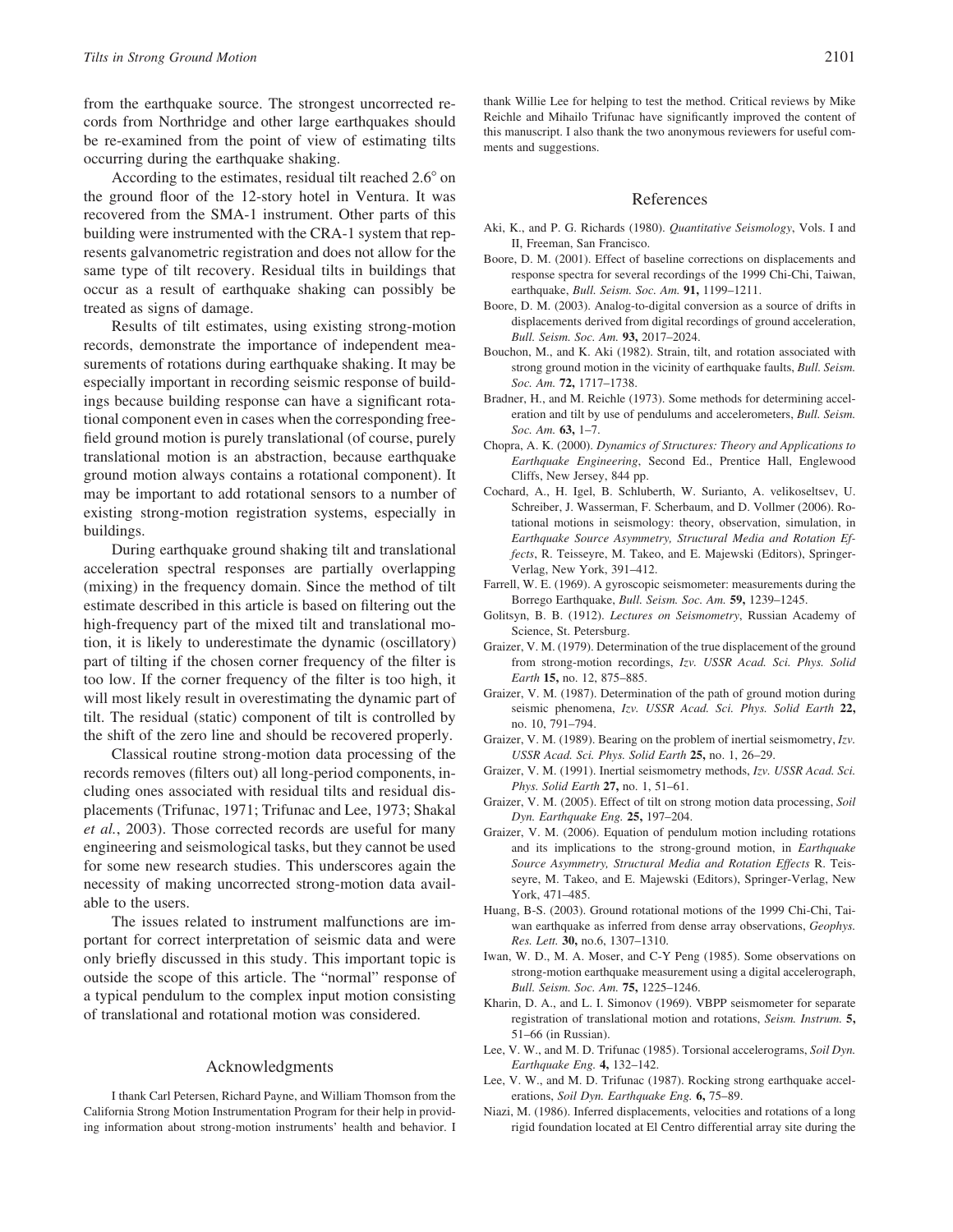from the earthquake source. The strongest uncorrected records from Northridge and other large earthquakes should be re-examined from the point of view of estimating tilts occurring during the earthquake shaking.

According to the estimates, residual tilt reached 2.6° on the ground floor of the 12-story hotel in Ventura. It was recovered from the SMA-1 instrument. Other parts of this building were instrumented with the CRA-1 system that represents galvanometric registration and does not allow for the same type of tilt recovery. Residual tilts in buildings that occur as a result of earthquake shaking can possibly be treated as signs of damage.

Results of tilt estimates, using existing strong-motion records, demonstrate the importance of independent measurements of rotations during earthquake shaking. It may be especially important in recording seismic response of buildings because building response can have a significant rotational component even in cases when the corresponding free-field ground motion is purely translational (of course, purely translational motion is an abstraction, because earthquake ground motion always contains a rotational component). It may be important to add rotational sensors to a number of existing strong-motion registration systems, especially in buildings.

During earthquake ground shaking tilt and translational acceleration spectral responses are partially overlapping (mixing) in the frequency domain. Since the method of tilt estimate described in this article is based on filtering out the high-frequency part of the mixed tilt and translational motion, it is likely to underestimate the dynamic (oscillatory) part of tilting if the chosen corner frequency of the filter is too low. If the corner frequency of the filter is too high, it will most likely result in overestimating the dynamic part of tilt. The residual (static) component of tilt is controlled by the shift of the zero line and should be recovered properly.

Classical routine strong-motion data processing of the records removes (filters out) all long-period components, including ones associated with residual tilts and residual displacements (Trifunac, 1971; Trifunac and Lee, 1973; Shakal *et al.*, 2003). Those corrected records are useful for many engineering and seismological tasks, but they cannot be used for some new research studies. This underscores again the necessity of making uncorrected strong-motion data available to the users.

The issues related to instrument malfunctions are important for correct interpretation of seismic data and were only briefly discussed in this study. This important topic is outside the scope of this article. The "normal" response of a typical pendulum to the complex input motion consisting of translational and rotational motion was considered.

## Acknowledgments

I thank Carl Petersen, Richard Payne, and William Thomson from the California Strong Motion Instrumentation Program for their help in providing information about strong-motion instruments' health and behavior. I thank Willie Lee for helping to test the method. Critical reviews by Mike Reichle and Mihailo Trifunac have significantly improved the content of this manuscript. I also thank the two anonymous reviewers for useful comments and suggestions.

## References

Aki, K., and P. G. Richards (1980). *Quantitative Seismology*, Vols. I and II, Freeman, San Francisco.

Boore, D. M. (2001). Effect of baseline corrections on displacements and response spectra for several recordings of the 1999 Chi-Chi, Taiwan, earthquake, *Bull. Seism. Soc. Am.* **91,** 1199–1211.

Boore, D. M. (2003). Analog-to-digital conversion as a source of drifts in displacements derived from digital recordings of ground acceleration, *Bull. Seism. Soc. Am.* **93,** 2017–2024.

Bouchon, M., and K. Aki (1982). Strain, tilt, and rotation associated with strong ground motion in the vicinity of earthquake faults, *Bull. Seism. Soc. Am.* **72,** 1717–1738.

Bradner, H., and M. Reichle (1973). Some methods for determining acceleration and tilt by use of pendulums and accelerometers, *Bull. Seism. Soc. Am.* **63,** 1–7.

Chopra, A. K. (2000). *Dynamics of Structures: Theory and Applications to Earthquake Engineering*, Second Ed., Prentice Hall, Englewood Cliffs, New Jersey, 844 pp.

Cochard, A., H. Igel, B. Schluberth, W. Surianto, A. velikoseltsev, U. Schreiber, J. Wasserman, F. Scherbaum, and D. Vollmer (2006). Rotational motions in seismology: theory, observation, simulation, in *Earthquake Source Asymmetry, Structural Media and Rotation Effects*, R. Teisseyre, M. Takeo, and E. Majewski (Editors), Springer-Verlag, New York, 391–412.

Farrell, W. E. (1969). A gyroscopic seismometer: measurements during the Borrego Earthquake, *Bull. Seism. Soc. Am.* **59,** 1239–1245.

Golitsyn, B. B. (1912). *Lectures on Seismometry*, Russian Academy of Science, St. Petersburg.

Graizer, V. M. (1979). Determination of the true displacement of the ground from strong-motion recordings, *Izv. USSR Acad. Sci. Phys. Solid Earth* **15,** no. 12, 875–885.

Graizer, V. M. (1987). Determination of the path of ground motion during seismic phenomena, *Izv. USSR Acad. Sci. Phys. Solid Earth* **22,** no. 10, 791–794.

Graizer, V. M. (1989). Bearing on the problem of inertial seismometry, *Izv. USSR Acad. Sci. Phys. Solid Earth* **25,** no. 1, 26–29.

Graizer, V. M. (1991). Inertial seismometry methods, *Izv. USSR Acad. Sci. Phys. Solid Earth* **27,** no. 1, 51–61.

Graizer, V. M. (2005). Effect of tilt on strong motion data processing, *Soil Dyn. Earthquake Eng.* **25,** 197–204.

Graizer, V. M. (2006). Equation of pendulum motion including rotations and its implications to the strong-ground motion, in *Earthquake Source Asymmetry, Structural Media and Rotation Effects* R. Teisseyre, M. Takeo, and E. Majewski (Editors), Springer-Verlag, New York, 471–485.

Huang, B-S. (2003). Ground rotational motions of the 1999 Chi-Chi, Taiwan earthquake as inferred from dense array observations, *Geophys. Res. Lett.* **30,** no.6, 1307–1310.

Iwan, W. D., M. A. Moser, and C-Y Peng (1985). Some observations on strong-motion earthquake measurement using a digital accelerograph, *Bull. Seism. Soc. Am.* **75,** 1225–1246.

Kharin, D. A., and L. I. Simonov (1969). VBPP seismometer for separate registration of translational motion and rotations, *Seism. Instrum.* **5,** 51–66 (in Russian).

Lee, V. W., and M. D. Trifunac (1985). Torsional accelerograms, *Soil Dyn. Earthquake Eng.* **4,** 132–142.

Lee, V. W., and M. D. Trifunac (1987). Rocking strong earthquake accelerations, *Soil Dyn. Earthquake Eng.* **6,** 75–89.

Niazi, M. (1986). Inferred displacements, velocities and rotations of a long rigid foundation located at El Centro differential array site during the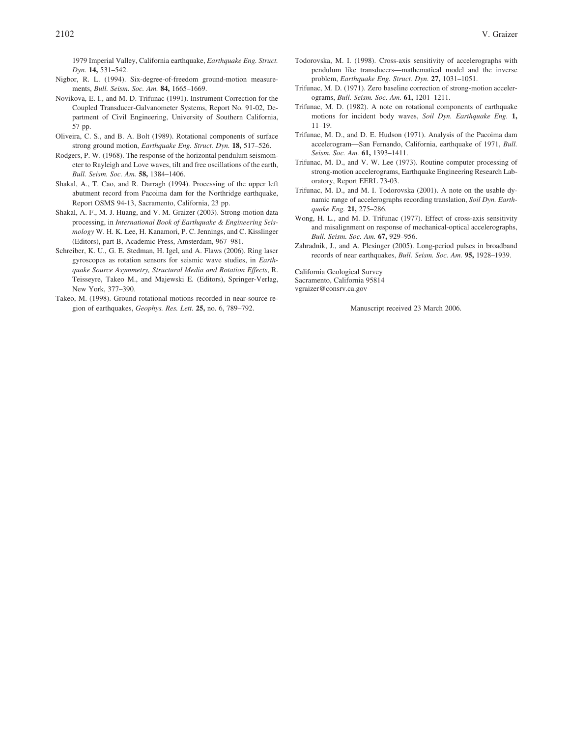1979 Imperial Valley, California earthquake, *Earthquake Eng. Struct. Dyn.* **14,** 531–542.

Nigbor, R. L. (1994). Six-degree-of-freedom ground-motion measurements, *Bull. Seism. Soc. Am.* **84,** 1665–1669.

Novikova, E. I., and M. D. Trifunac (1991). Instrument Correction for the Coupled Transducer-Galvanometer Systems, Report No. 91-02, Department of Civil Engineering, University of Southern California, 57 pp.

Oliveira, C. S., and B. A. Bolt (1989). Rotational components of surface strong ground motion, *Earthquake Eng. Struct. Dyn.* **18,** 517–526.

Rodgers, P. W. (1968). The response of the horizontal pendulum seismometer to Rayleigh and Love waves, tilt and free oscillations of the earth, *Bull. Seism. Soc. Am.* **58,** 1384–1406.

Shakal, A., T. Cao, and R. Darragh (1994). Processing of the upper left abutment record from Pacoima dam for the Northridge earthquake, Report OSMS 94-13, Sacramento, California, 23 pp.

Shakal, A. F., M. J. Huang, and V. M. Graizer (2003). Strong-motion data processing, in *International Book of Earthquake & Engineering Seismology* W. H. K. Lee, H. Kanamori, P. C. Jennings, and C. Kisslinger (Editors), part B, Academic Press, Amsterdam, 967–981.

Schreiber, K. U., G. E. Stedman, H. Igel, and A. Flaws (2006). Ring laser gyroscopes as rotation sensors for seismic wave studies, in *Earthquake Source Asymmetry, Structural Media and Rotation Effects*, R. Teisseyre, Takeo M., and Majewski E. (Editors), Springer-Verlag, New York, 377–390.

Takeo, M. (1998). Ground rotational motions recorded in near-source region of earthquakes, *Geophys. Res. Lett.* **25,** no. 6, 789–792.

Todorovska, M. I. (1998). Cross-axis sensitivity of accelerographs with pendulum like transducers—mathematical model and the inverse problem, *Earthquake Eng. Struct. Dyn.* **27,** 1031–1051.

Trifunac, M. D. (1971). Zero baseline correction of strong-motion accelerograms, *Bull. Seism. Soc. Am.* **61,** 1201–1211.

Trifunac, M. D. (1982). A note on rotational components of earthquake motions for incident body waves, *Soil Dyn. Earthquake Eng.* **1,** 11–19.

Trifunac, M. D., and D. E. Hudson (1971). Analysis of the Pacoima dam accelerogram—San Fernando, California, earthquake of 1971, *Bull. Seism. Soc. Am.* **61,** 1393–1411.

Trifunac, M. D., and V. W. Lee (1973). Routine computer processing of strong-motion accelerograms, Earthquake Engineering Research Laboratory, Report EERL 73-03.

Trifunac, M. D., and M. I. Todorovska (2001). A note on the usable dynamic range of accelerographs recording translation, *Soil Dyn. Earthquake Eng.* **21,** 275–286.

Wong, H. L., and M. D. Trifunac (1977). Effect of cross-axis sensitivity and misalignment on response of mechanical-optical accelerographs, *Bull. Seism. Soc. Am.* **67,** 929–956.

Zahradnik, J., and A. Plesinger (2005). Long-period pulses in broadband records of near earthquakes, *Bull. Seism. Soc. Am.* **95,** 1928–1939.

California Geological Survey
Sacramento, California 95814
vgraizer@consrv.ca.gov

Manuscript received 23 March 2006.